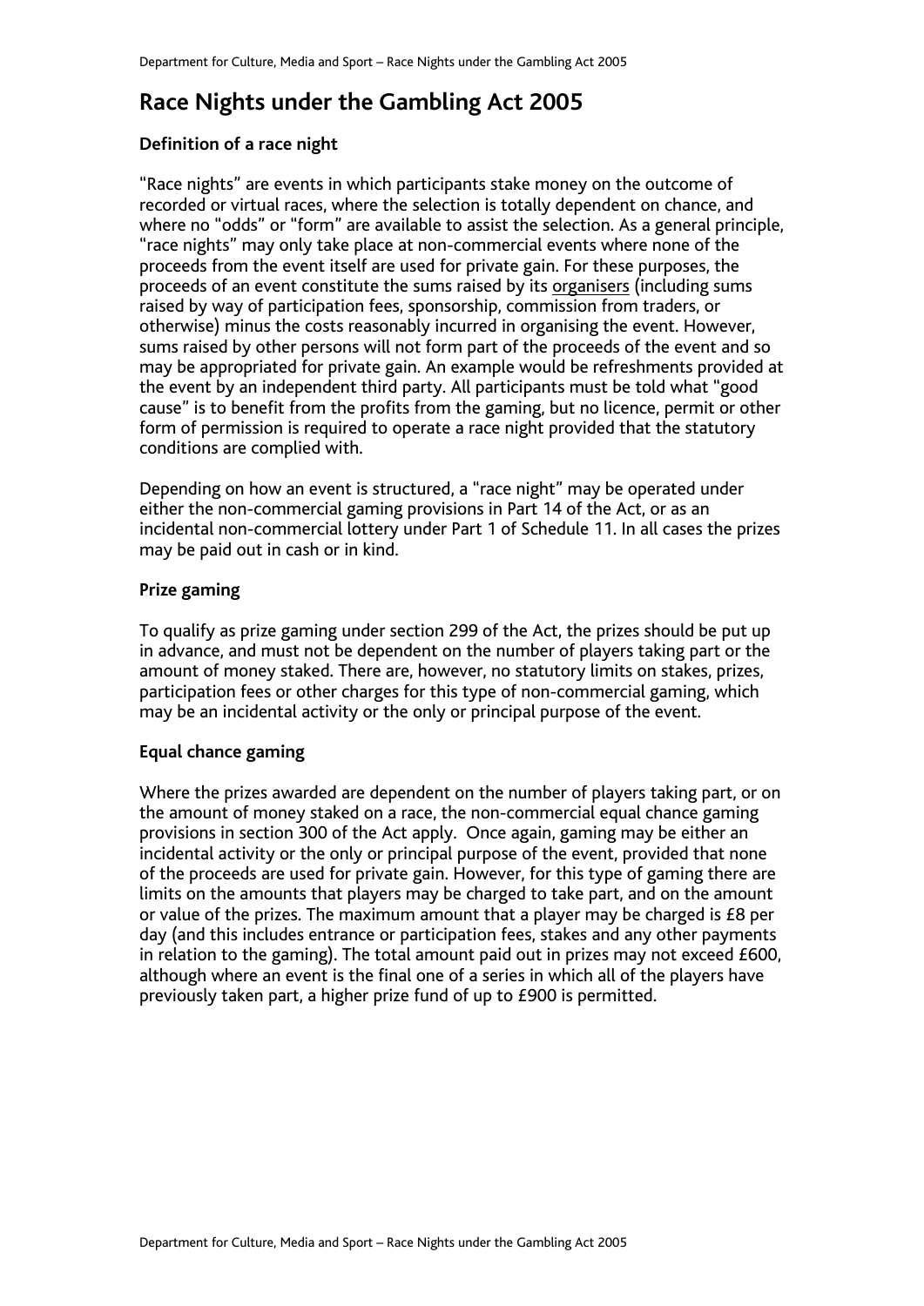# Race Nights under the Gambling Act 2005

### Definition of a race night

"Race nights" are events in which participants stake money on the outcome of recorded or virtual races, where the selection is totally dependent on chance, and where no "odds" or "form" are available to assist the selection. As a general principle, "race nights" may only take place at non-commercial events where none of the proceeds from the event itself are used for private gain. For these purposes, the proceeds of an event constitute the sums raised by its organisers (including sums raised by way of participation fees, sponsorship, commission from traders, or otherwise) minus the costs reasonably incurred in organising the event. However, sums raised by other persons will not form part of the proceeds of the event and so may be appropriated for private gain. An example would be refreshments provided at the event by an independent third party. All participants must be told what "good cause" is to benefit from the profits from the gaming, but no licence, permit or other form of permission is required to operate a race night provided that the statutory conditions are complied with.

Depending on how an event is structured, a "race night" may be operated under either the non-commercial gaming provisions in Part 14 of the Act, or as an incidental non-commercial lottery under Part 1 of Schedule 11. In all cases the prizes may be paid out in cash or in kind.

### Prize gaming

To qualify as prize gaming under section 299 of the Act, the prizes should be put up in advance, and must not be dependent on the number of players taking part or the amount of money staked. There are, however, no statutory limits on stakes, prizes, participation fees or other charges for this type of non-commercial gaming, which may be an incidental activity or the only or principal purpose of the event.

### Equal chance gaming

Where the prizes awarded are dependent on the number of players taking part, or on the amount of money staked on a race, the non-commercial equal chance gaming provisions in section 300 of the Act apply. Once again, gaming may be either an incidental activity or the only or principal purpose of the event, provided that none of the proceeds are used for private gain. However, for this type of gaming there are limits on the amounts that players may be charged to take part, and on the amount or value of the prizes. The maximum amount that a player may be charged is £8 per day (and this includes entrance or participation fees, stakes and any other payments in relation to the gaming). The total amount paid out in prizes may not exceed £600, although where an event is the final one of a series in which all of the players have previously taken part, a higher prize fund of up to £900 is permitted.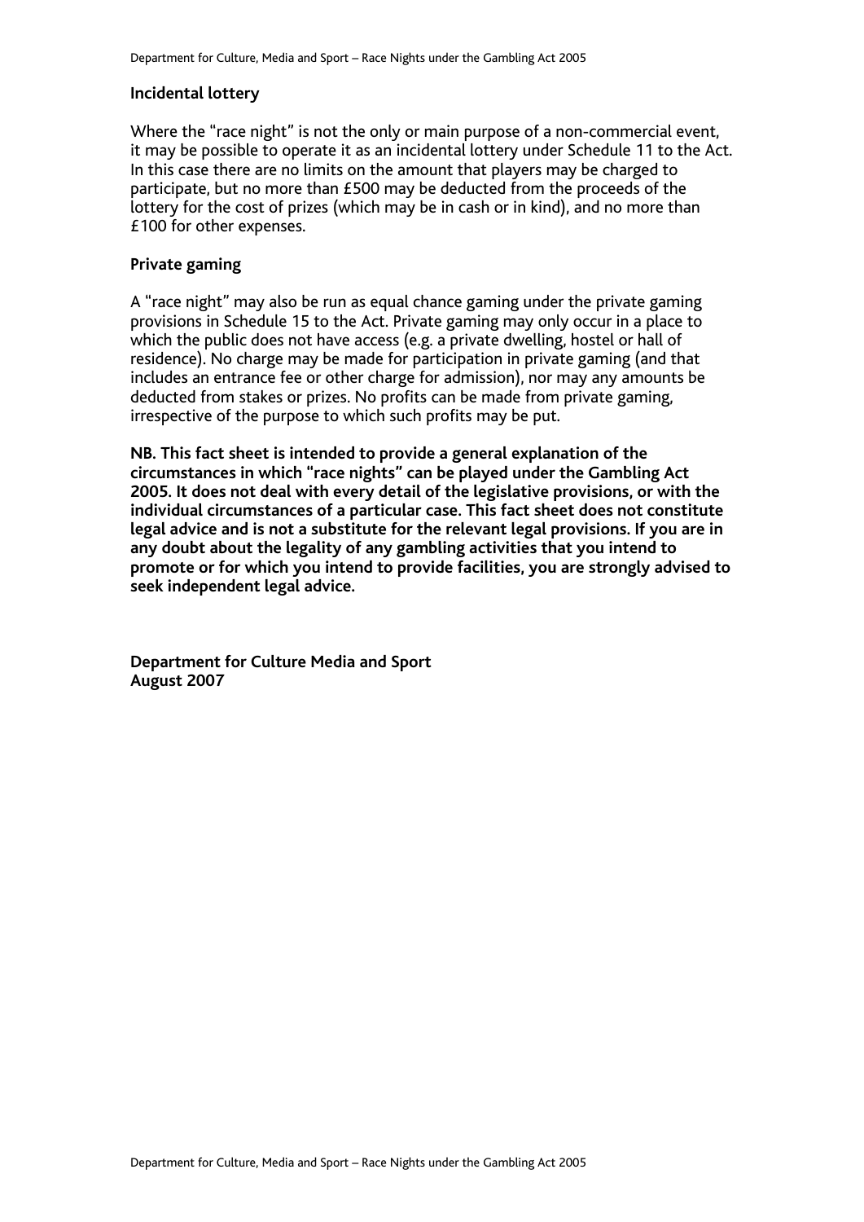### Incidental lottery

Where the "race night" is not the only or main purpose of a non-commercial event, it may be possible to operate it as an incidental lottery under Schedule 11 to the Act. In this case there are no limits on the amount that players may be charged to participate, but no more than £500 may be deducted from the proceeds of the lottery for the cost of prizes (which may be in cash or in kind), and no more than £100 for other expenses.

### Private gaming

A "race night" may also be run as equal chance gaming under the private gaming provisions in Schedule 15 to the Act. Private gaming may only occur in a place to which the public does not have access (e.g. a private dwelling, hostel or hall of residence). No charge may be made for participation in private gaming (and that includes an entrance fee or other charge for admission), nor may any amounts be deducted from stakes or prizes. No profits can be made from private gaming, irrespective of the purpose to which such profits may be put.

**NB. This fact sheet is intended to provide a general explanation of the circumstances in which "race nights" can be played under the Gambling Act 2005. It does not deal with every detail of the legislative provisions, or with the individual circumstances of a particular case. This fact sheet does not constitute legal advice and is not a substitute for the relevant legal provisions. If you are in any doubt about the legality of any gambling activities that you intend to promote or for which you intend to provide facilities, you are strongly advised to seek independent legal advice.**

**Department for Culture Media and Sport**
**August 2007**